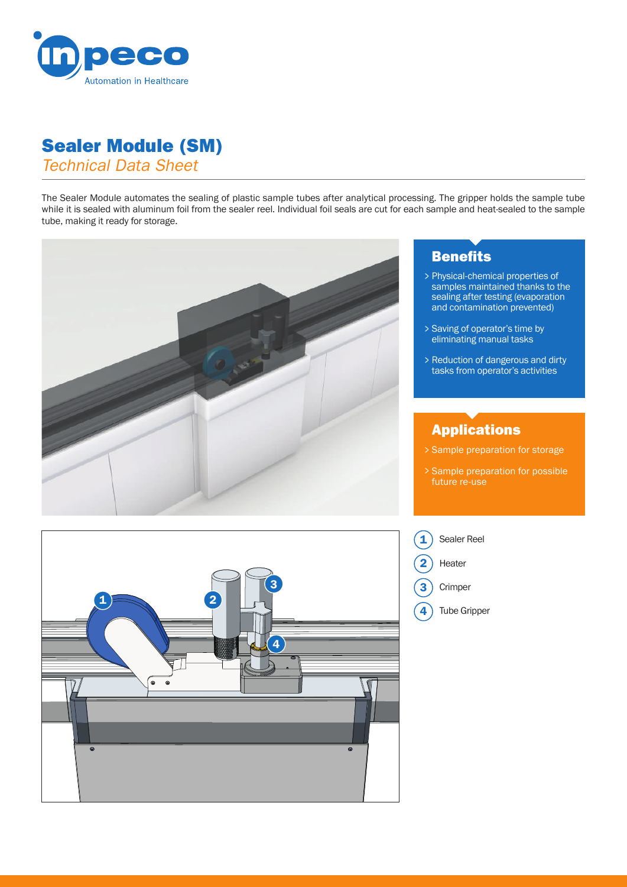# Sealer Module (SM)

*Technical Data Sheet*

The Sealer Module automates the sealing of plastic sample tubes after analytical processing. The gripper holds the sample tube while it is sealed with aluminum foil from the sealer reel. Individual foil seals are cut for each sample and heat-sealed to the sample tube, making it ready for storage.

## Benefits

- Physical-chemical properties of samples maintained thanks to the sealing after testing (evaporation and contamination prevented)
- Saving of operator's time by eliminating manual tasks
- Reduction of dangerous and dirty tasks from operator's activities

## Applications

- Sample preparation for storage
- Sample preparation for possible future re-use

1. Sealer Reel
2. Heater
3. Crimper
4. Tube Gripper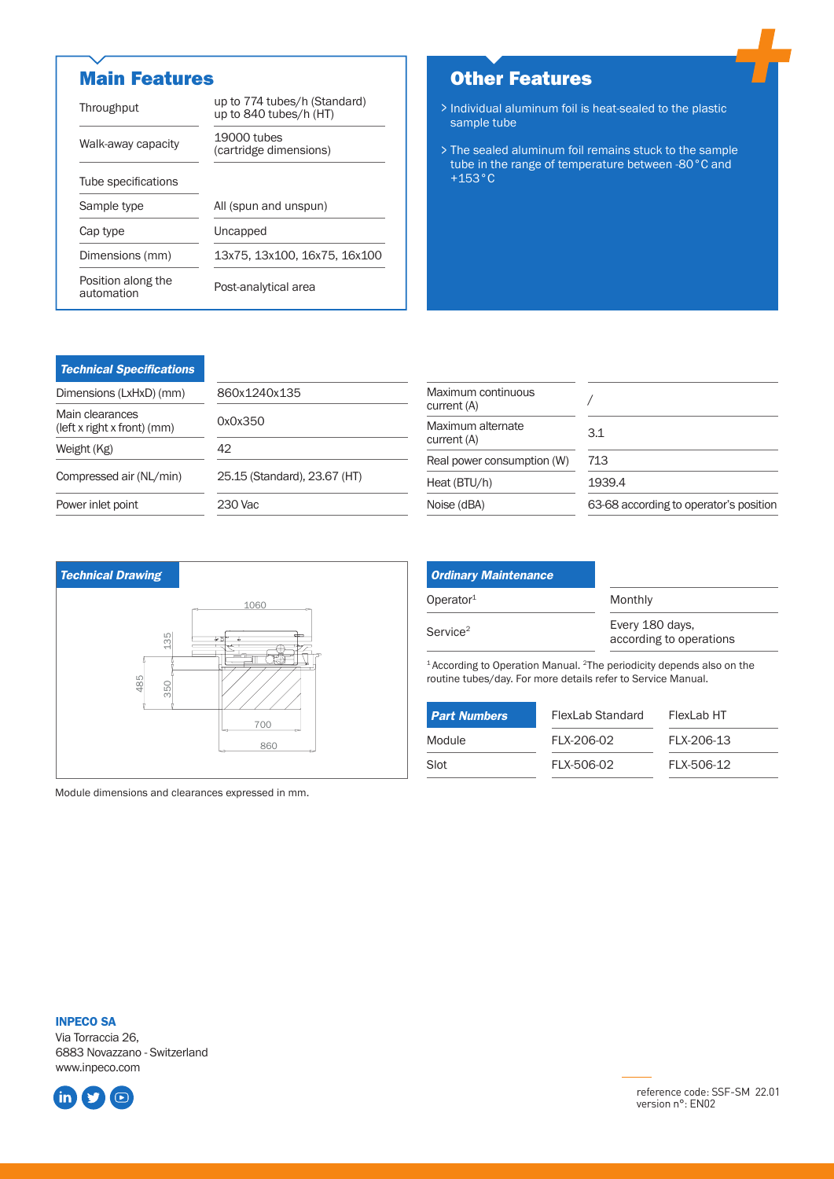## Main Features

| | |
|---|---|
| Throughput | up to 774 tubes/h (Standard)<br>up to 840 tubes/h (HT) |
| Walk-away capacity | 19000 tubes<br>(cartridge dimensions) |
| Tube specifications | |
| Sample type | All (spun and unspun) |
| Cap type | Uncapped |
| Dimensions (mm) | 13x75, 13x100, 16x75, 16x100 |
| Position along the automation | Post-analytical area |

## Other Features

- Individual aluminum foil is heat-sealed to the plastic sample tube
- The sealed aluminum foil remains stuck to the sample tube in the range of temperature between -80°C and +153°C

### Technical Specifications

| | |
|---|---|
| Dimensions (LxHxD) (mm) | 860x1240x135 |
| Main clearances (left x right x front) (mm) | 0x0x350 |
| Weight (Kg) | 42 |
| Compressed air (NL/min) | 25.15 (Standard), 23.67 (HT) |
| Power inlet point | 230 Vac |

| | |
|---|---|
| Maximum continuous current (A) | / |
| Maximum alternate current (A) | 3.1 |
| Real power consumption (W) | 713 |
| Heat (BTU/h) | 1939.4 |
| Noise (dBA) | 63-68 according to operator's position |

### Technical Drawing

1060
135
485
350
700
860

Module dimensions and clearances expressed in mm.

### Ordinary Maintenance

| | |
|---|---|
| Operator[1] | Monthly |
| Service[2] | Every 180 days, according to operations |

[1] According to Operation Manual. [2] The periodicity depends also on the routine tubes/day. For more details refer to Service Manual.

| Part Numbers | FlexLab Standard | FlexLab HT |
|---|---|---|
| Module | FLX-206-02 | FLX-206-13 |
| Slot | FLX-506-02 | FLX-506-12 |

**INPECO SA**
Via Torraccia 26,
6883 Novazzano - Switzerland
www.inpeco.com

reference code: SSF-SM 22.01
version n°: EN02